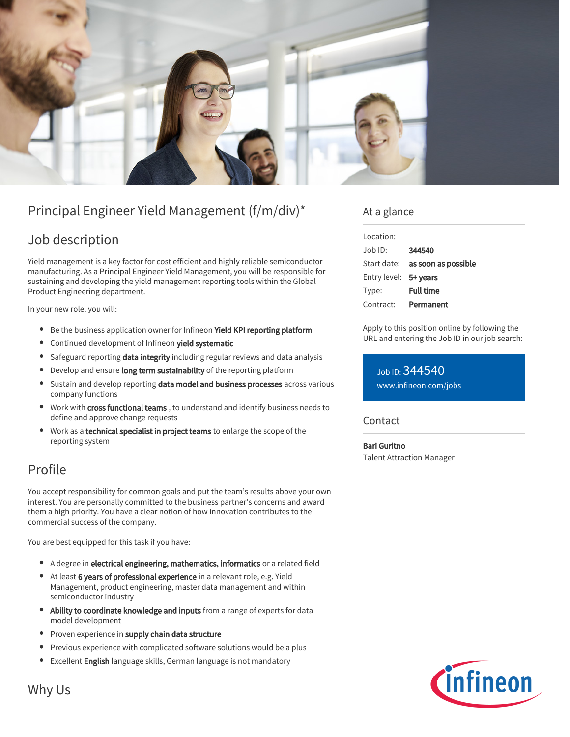# Principal Engineer Yield Management (f/m/div)*

## Job description

Yield management is a key factor for cost efficient and highly reliable semiconductor manufacturing. As a Principal Engineer Yield Management, you will be responsible for sustaining and developing the yield management reporting tools within the Global Product Engineering department.

In your new role, you will:

- Be the business application owner for Infineon **Yield KPI reporting platform**
- Continued development of Infineon **yield systematic**
- Safeguard reporting **data integrity** including regular reviews and data analysis
- Develop and ensure **long term sustainability** of the reporting platform
- Sustain and develop reporting **data model and business processes** across various company functions
- Work with **cross functional teams** , to understand and identify business needs to define and approve change requests
- Work as a **technical specialist in project teams** to enlarge the scope of the reporting system

## Profile

You accept responsibility for common goals and put the team's results above your own interest. You are personally committed to the business partner's concerns and award them a high priority. You have a clear notion of how innovation contributes to the commercial success of the company.

You are best equipped for this task if you have:

- A degree in **electrical engineering, mathematics, informatics** or a related field
- At least **6 years of professional experience** in a relevant role, e.g. Yield Management, product engineering, master data management and within semiconductor industry
- **Ability to coordinate knowledge and inputs** from a range of experts for data model development
- Proven experience in **supply chain data structure**
- Previous experience with complicated software solutions would be a plus
- Excellent **English** language skills, German language is not mandatory

## Why Us

## At a glance

| | |
|---|---|
| Location: | |
| Job ID: | **344540** |
| Start date: | **as soon as possible** |
| Entry level: | **5+ years** |
| Type: | **Full time** |
| Contract: | **Permanent** |

Apply to this position online by following the URL and entering the Job ID in our job search:

Job ID: 344540
www.infineon.com/jobs

## Contact

**Bari Guritno**
Talent Attraction Manager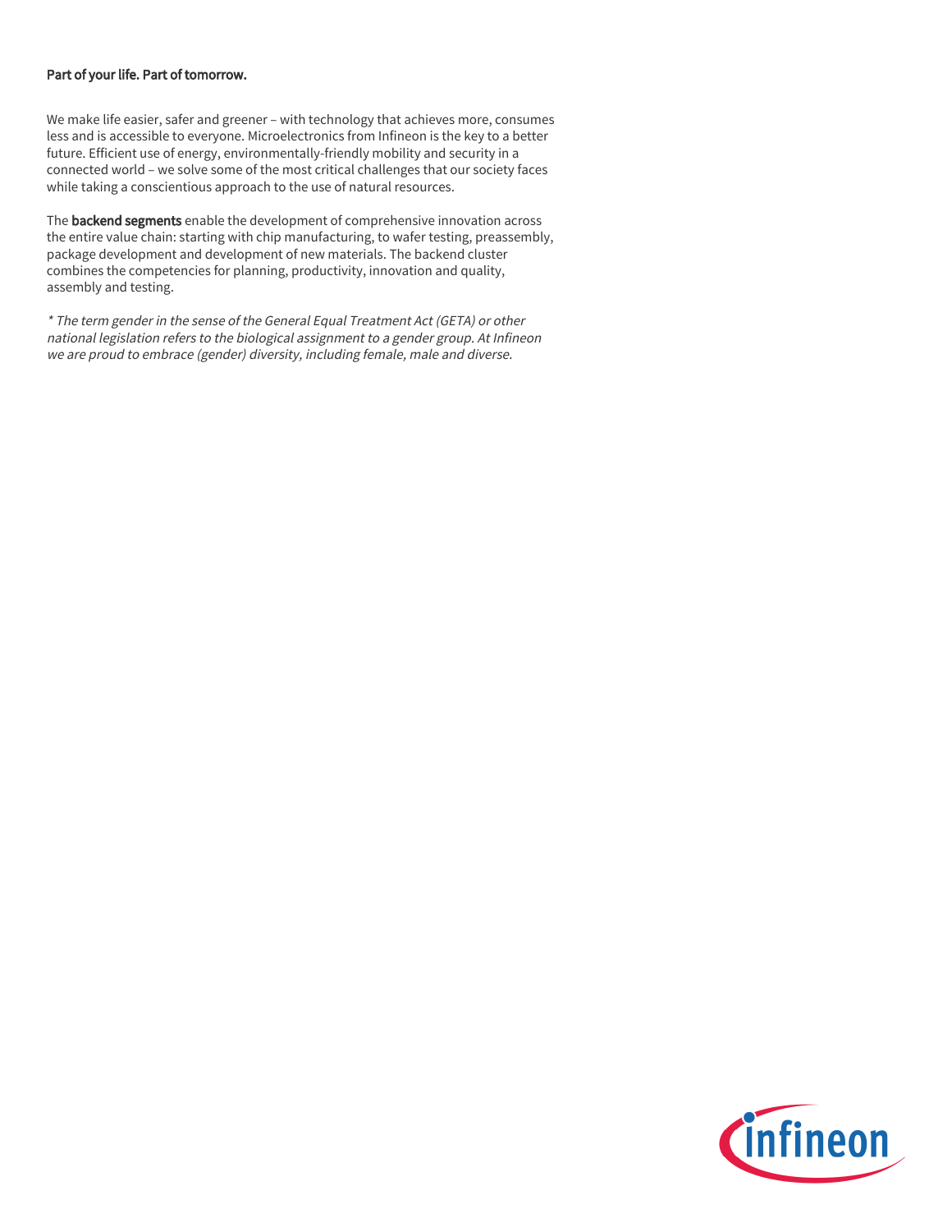**Part of your life. Part of tomorrow.**

We make life easier, safer and greener – with technology that achieves more, consumes less and is accessible to everyone. Microelectronics from Infineon is the key to a better future. Efficient use of energy, environmentally-friendly mobility and security in a connected world – we solve some of the most critical challenges that our society faces while taking a conscientious approach to the use of natural resources.

The **backend segments** enable the development of comprehensive innovation across the entire value chain: starting with chip manufacturing, to wafer testing, preassembly, package development and development of new materials. The backend cluster combines the competencies for planning, productivity, innovation and quality, assembly and testing.

*\* The term gender in the sense of the General Equal Treatment Act (GETA) or other national legislation refers to the biological assignment to a gender group. At Infineon we are proud to embrace (gender) diversity, including female, male and diverse.*